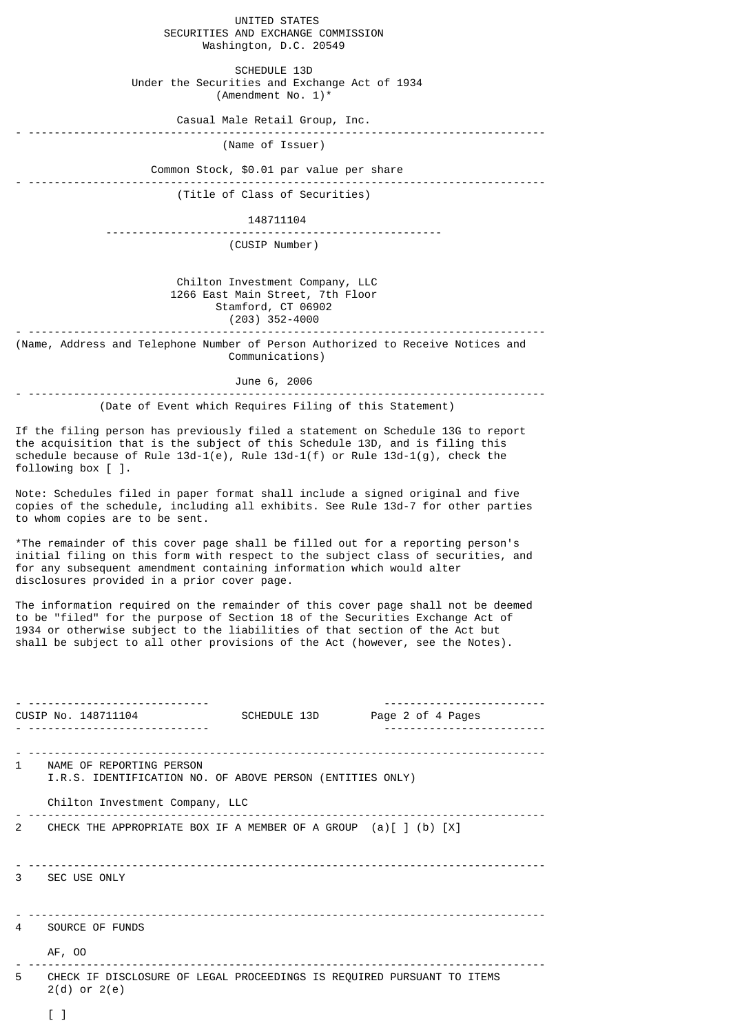UNITED STATES
SECURITIES AND EXCHANGE COMMISSION
Washington, D.C. 20549

SCHEDULE 13D
Under the Securities and Exchange Act of 1934
(Amendment No. 1)*

Casual Male Retail Group, Inc.

(Name of Issuer)

Common Stock, $0.01 par value per share

(Title of Class of Securities)

148711104

(CUSIP Number)

Chilton Investment Company, LLC
1266 East Main Street, 7th Floor
Stamford, CT 06902
(203) 352-4000

(Name, Address and Telephone Number of Person Authorized to Receive Notices and Communications)

June 6, 2006

(Date of Event which Requires Filing of this Statement)

If the filing person has previously filed a statement on Schedule 13G to report the acquisition that is the subject of this Schedule 13D, and is filing this schedule because of Rule 13d-1(e), Rule 13d-1(f) or Rule 13d-1(g), check the following box [ ].

Note: Schedules filed in paper format shall include a signed original and five copies of the schedule, including all exhibits. See Rule 13d-7 for other parties to whom copies are to be sent.

*The remainder of this cover page shall be filled out for a reporting person's initial filing on this form with respect to the subject class of securities, and for any subsequent amendment containing information which would alter disclosures provided in a prior cover page.

The information required on the remainder of this cover page shall not be deemed to be "filed" for the purpose of Section 18 of the Securities Exchange Act of 1934 or otherwise subject to the liabilities of that section of the Act but shall be subject to all other provisions of the Act (however, see the Notes).

CUSIP No. 148711104 SCHEDULE 13D

1 NAME OF REPORTING PERSON
I.R.S. IDENTIFICATION NO. OF ABOVE PERSON (ENTITIES ONLY)

Chilton Investment Company, LLC

2 CHECK THE APPROPRIATE BOX IF A MEMBER OF A GROUP (a)[ ] (b) [X]

3 SEC USE ONLY

4 SOURCE OF FUNDS

AF, OO

5 CHECK IF DISCLOSURE OF LEGAL PROCEEDINGS IS REQUIRED PURSUANT TO ITEMS 2(d) or 2(e)

[ ]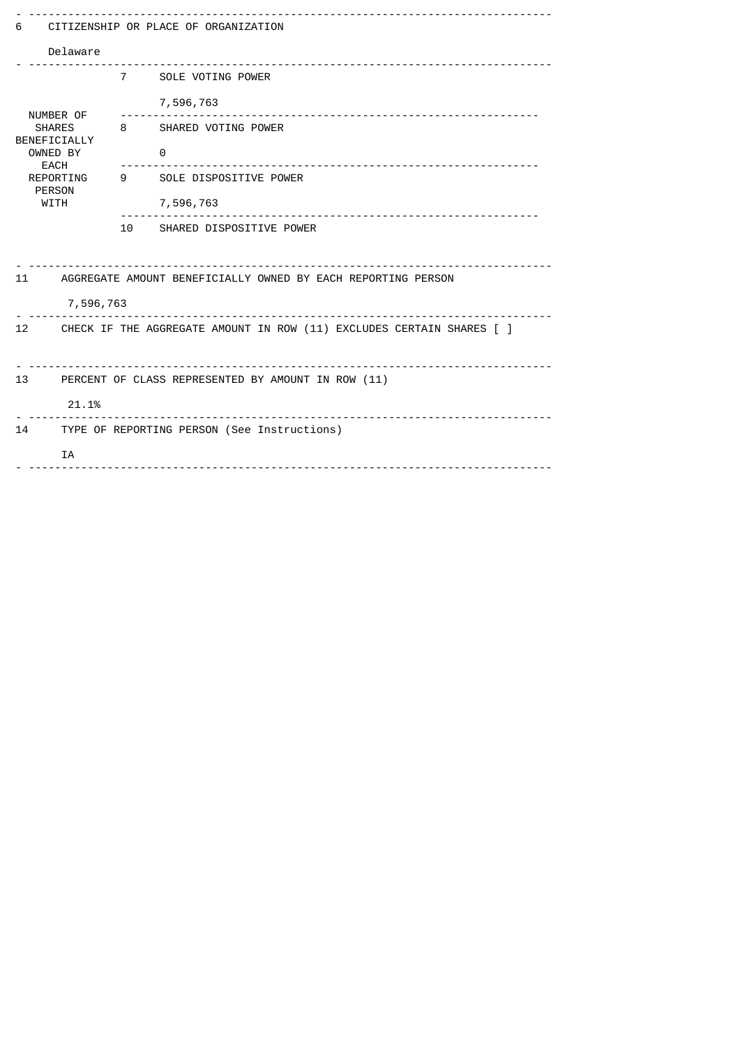| | | |
|---|---|---|
| 6 | CITIZENSHIP OR PLACE OF ORGANIZATION<br><br>Delaware | |
| NUMBER OF SHARES BENEFICIALLY OWNED BY EACH REPORTING PERSON WITH | 7 | SOLE VOTING POWER<br><br>7,596,763 |
| | 8 | SHARED VOTING POWER<br><br>0 |
| | 9 | SOLE DISPOSITIVE POWER<br><br>7,596,763 |
| | 10 | SHARED DISPOSITIVE POWER |
| 11 | AGGREGATE AMOUNT BENEFICIALLY OWNED BY EACH REPORTING PERSON<br><br>7,596,763 | |
| 12 | CHECK IF THE AGGREGATE AMOUNT IN ROW (11) EXCLUDES CERTAIN SHARES [ ] | |
| 13 | PERCENT OF CLASS REPRESENTED BY AMOUNT IN ROW (11)<br><br>21.1% | |
| 14 | TYPE OF REPORTING PERSON (See Instructions)<br><br>IA | |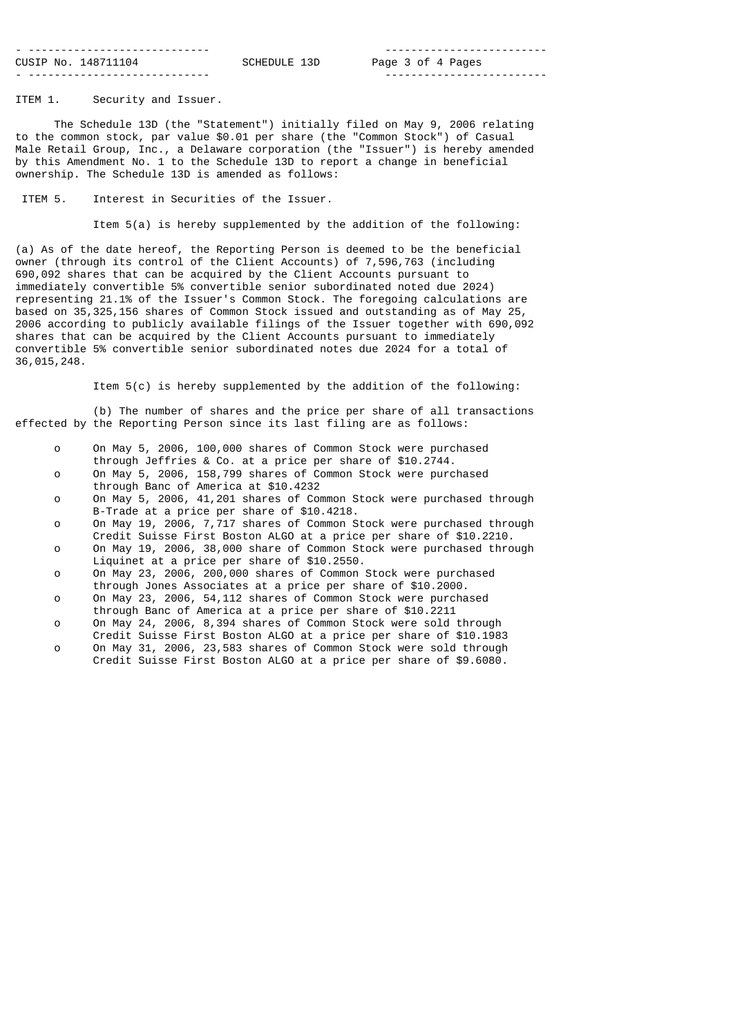CUSIP No. 148711104 SCHEDULE 13D

ITEM 1. Security and Issuer.

The Schedule 13D (the "Statement") initially filed on May 9, 2006 relating to the common stock, par value $0.01 per share (the "Common Stock") of Casual Male Retail Group, Inc., a Delaware corporation (the "Issuer") is hereby amended by this Amendment No. 1 to the Schedule 13D to report a change in beneficial ownership. The Schedule 13D is amended as follows:

ITEM 5. Interest in Securities of the Issuer.

Item 5(a) is hereby supplemented by the addition of the following:

(a) As of the date hereof, the Reporting Person is deemed to be the beneficial owner (through its control of the Client Accounts) of 7,596,763 (including 690,092 shares that can be acquired by the Client Accounts pursuant to immediately convertible 5% convertible senior subordinated noted due 2024) representing 21.1% of the Issuer's Common Stock. The foregoing calculations are based on 35,325,156 shares of Common Stock issued and outstanding as of May 25, 2006 according to publicly available filings of the Issuer together with 690,092 shares that can be acquired by the Client Accounts pursuant to immediately convertible 5% convertible senior subordinated notes due 2024 for a total of 36,015,248.

Item 5(c) is hereby supplemented by the addition of the following:

(b) The number of shares and the price per share of all transactions effected by the Reporting Person since its last filing are as follows:

- On May 5, 2006, 100,000 shares of Common Stock were purchased through Jeffries & Co. at a price per share of $10.2744.
- On May 5, 2006, 158,799 shares of Common Stock were purchased through Banc of America at $10.4232
- On May 5, 2006, 41,201 shares of Common Stock were purchased through B-Trade at a price per share of $10.4218.
- On May 19, 2006, 7,717 shares of Common Stock were purchased through Credit Suisse First Boston ALGO at a price per share of $10.2210.
- On May 19, 2006, 38,000 share of Common Stock were purchased through Liquinet at a price per share of $10.2550.
- On May 23, 2006, 200,000 shares of Common Stock were purchased through Jones Associates at a price per share of $10.2000.
- On May 23, 2006, 54,112 shares of Common Stock were purchased through Banc of America at a price per share of $10.2211
- On May 24, 2006, 8,394 shares of Common Stock were sold through Credit Suisse First Boston ALGO at a price per share of $10.1983
- On May 31, 2006, 23,583 shares of Common Stock were sold through Credit Suisse First Boston ALGO at a price per share of $9.6080.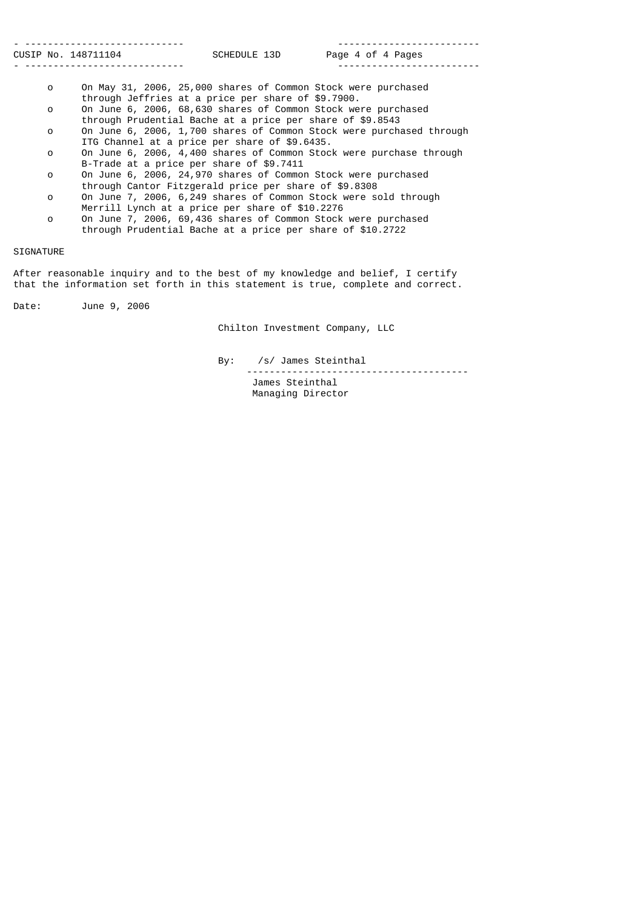- On May 31, 2006, 25,000 shares of Common Stock were purchased through Jeffries at a price per share of $9.7900.
- On June 6, 2006, 68,630 shares of Common Stock were purchased through Prudential Bache at a price per share of $9.8543
- On June 6, 2006, 1,700 shares of Common Stock were purchased through ITG Channel at a price per share of $9.6435.
- On June 6, 2006, 4,400 shares of Common Stock were purchase through B-Trade at a price per share of $9.7411
- On June 6, 2006, 24,970 shares of Common Stock were purchased through Cantor Fitzgerald price per share of $9.8308
- On June 7, 2006, 6,249 shares of Common Stock were sold through Merrill Lynch at a price per share of $10.2276
- On June 7, 2006, 69,436 shares of Common Stock were purchased through Prudential Bache at a price per share of $10.2722

SIGNATURE

After reasonable inquiry and to the best of my knowledge and belief, I certify that the information set forth in this statement is true, complete and correct.

Date: June 9, 2006

Chilton Investment Company, LLC

By: /s/ James Steinthal

James Steinthal
Managing Director